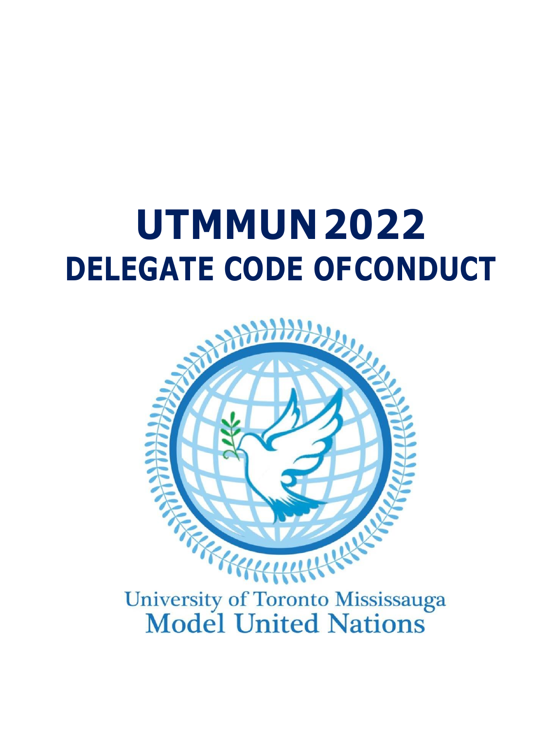# UTMMUN 2022

## DELEGATE CODE OF CONDUCT

University of Toronto Mississauga
Model United Nations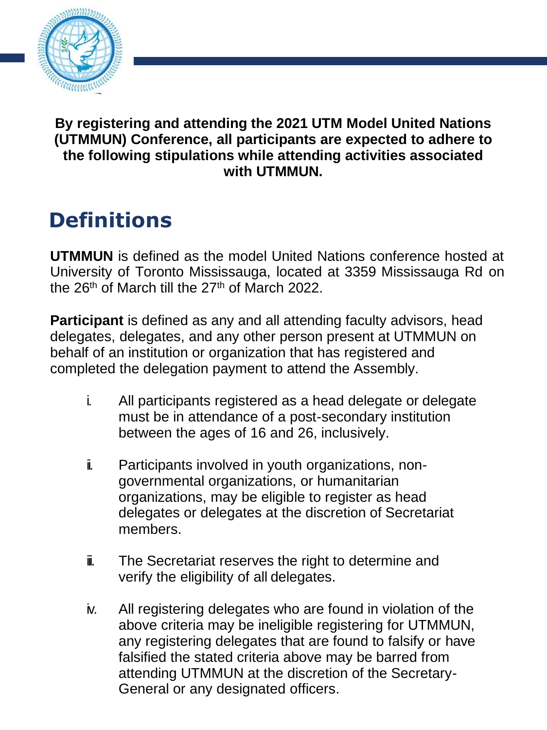**By registering and attending the 2021 UTM Model United Nations (UTMMUN) Conference, all participants are expected to adhere to the following stipulations while attending activities associated with UTMMUN.**

# Definitions

**UTMMUN** is defined as the model United Nations conference hosted at University of Toronto Mississauga, located at 3359 Mississauga Rd on the 26th of March till the 27th of March 2022.

**Participant** is defined as any and all attending faculty advisors, head delegates, delegates, and any other person present at UTMMUN on behalf of an institution or organization that has registered and completed the delegation payment to attend the Assembly.

i. All participants registered as a head delegate or delegate must be in attendance of a post-secondary institution between the ages of 16 and 26, inclusively.

ii. Participants involved in youth organizations, non-governmental organizations, or humanitarian organizations, may be eligible to register as head delegates or delegates at the discretion of Secretariat members.

iii. The Secretariat reserves the right to determine and verify the eligibility of all delegates.

iv. All registering delegates who are found in violation of the above criteria may be ineligible registering for UTMMUN, any registering delegates that are found to falsify or have falsified the stated criteria above may be barred from attending UTMMUN at the discretion of the Secretary-General or any designated officers.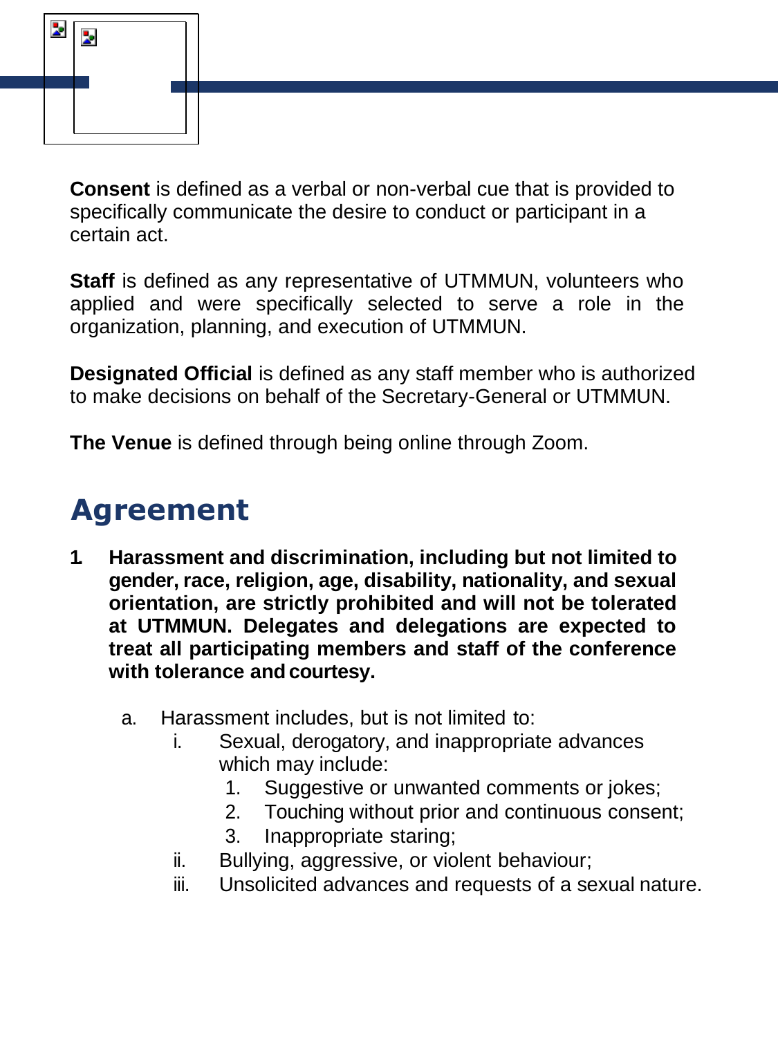**Consent** is defined as a verbal or non-verbal cue that is provided to specifically communicate the desire to conduct or participant in a certain act.

**Staff** is defined as any representative of UTMMUN, volunteers who applied and were specifically selected to serve a role in the organization, planning, and execution of UTMMUN.

**Designated Official** is defined as any staff member who is authorized to make decisions on behalf of the Secretary-General or UTMMUN.

**The Venue** is defined through being online through Zoom.

## Agreement

1. **Harassment and discrimination, including but not limited to gender, race, religion, age, disability, nationality, and sexual orientation, are strictly prohibited and will not be tolerated at UTMMUN. Delegates and delegations are expected to treat all participating members and staff of the conference with tolerance and courtesy.**

    a. Harassment includes, but is not limited to:

      i. Sexual, derogatory, and inappropriate advances which may include:

        1. Suggestive or unwanted comments or jokes;
        2. Touching without prior and continuous consent;
        3. Inappropriate staring;

      ii. Bullying, aggressive, or violent behaviour;

      iii. Unsolicited advances and requests of a sexual nature.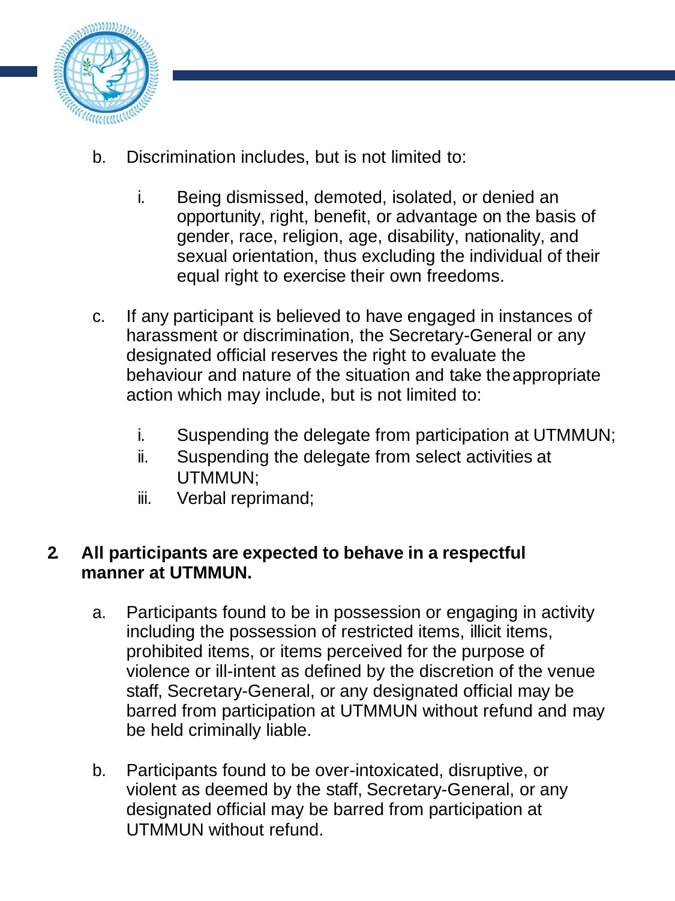b. Discrimination includes, but is not limited to:

   i. Being dismissed, demoted, isolated, or denied an opportunity, right, benefit, or advantage on the basis of gender, race, religion, age, disability, nationality, and sexual orientation, thus excluding the individual of their equal right to exercise their own freedoms.

c. If any participant is believed to have engaged in instances of harassment or discrimination, the Secretary-General or any designated official reserves the right to evaluate the behaviour and nature of the situation and take the appropriate action which may include, but is not limited to:

   i. Suspending the delegate from participation at UTMMUN;
   ii. Suspending the delegate from select activities at UTMMUN;
   iii. Verbal reprimand;

**2. All participants are expected to behave in a respectful manner at UTMMUN.**

a. Participants found to be in possession or engaging in activity including the possession of restricted items, illicit items, prohibited items, or items perceived for the purpose of violence or ill-intent as defined by the discretion of the venue staff, Secretary-General, or any designated official may be barred from participation at UTMMUN without refund and may be held criminally liable.

b. Participants found to be over-intoxicated, disruptive, or violent as deemed by the staff, Secretary-General, or any designated official may be barred from participation at UTMMUN without refund.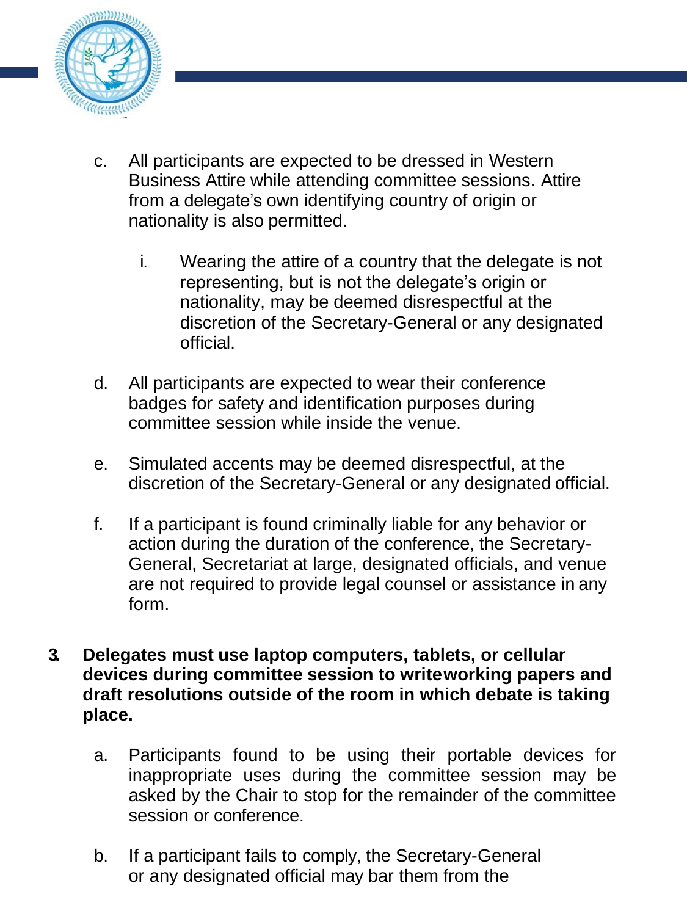c. All participants are expected to be dressed in Western Business Attire while attending committee sessions. Attire from a delegate's own identifying country of origin or nationality is also permitted.

   i. Wearing the attire of a country that the delegate is not representing, but is not the delegate's origin or nationality, may be deemed disrespectful at the discretion of the Secretary-General or any designated official.

d. All participants are expected to wear their conference badges for safety and identification purposes during committee session while inside the venue.

e. Simulated accents may be deemed disrespectful, at the discretion of the Secretary-General or any designated official.

f. If a participant is found criminally liable for any behavior or action during the duration of the conference, the Secretary-General, Secretariat at large, designated officials, and venue are not required to provide legal counsel or assistance in any form.

**3. Delegates must use laptop computers, tablets, or cellular devices during committee session to writeworking papers and draft resolutions outside of the room in which debate is taking place.**

a. Participants found to be using their portable devices for inappropriate uses during the committee session may be asked by the Chair to stop for the remainder of the committee session or conference.

b. If a participant fails to comply, the Secretary-General or any designated official may bar them from the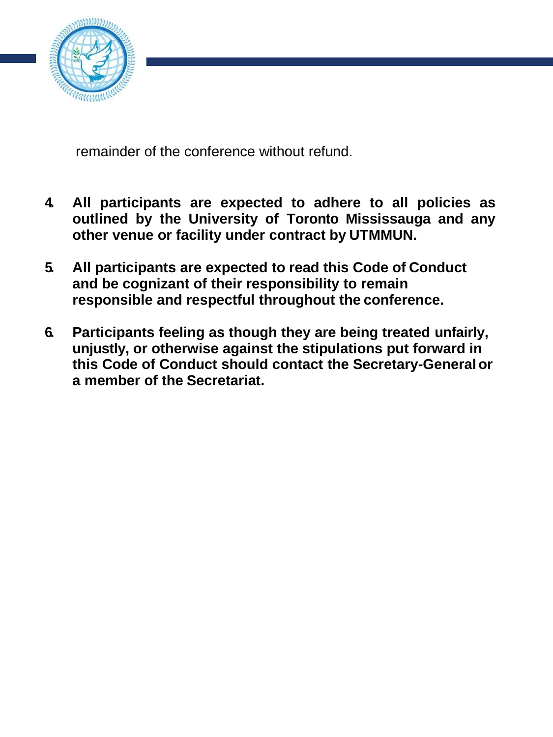remainder of the conference without refund.

4. **All participants are expected to adhere to all policies as outlined by the University of Toronto Mississauga and any other venue or facility under contract by UTMMUN.**

5. **All participants are expected to read this Code of Conduct and be cognizant of their responsibility to remain responsible and respectful throughout the conference.**

6. **Participants feeling as though they are being treated unfairly, unjustly, or otherwise against the stipulations put forward in this Code of Conduct should contact the Secretary-General or a member of the Secretariat.**